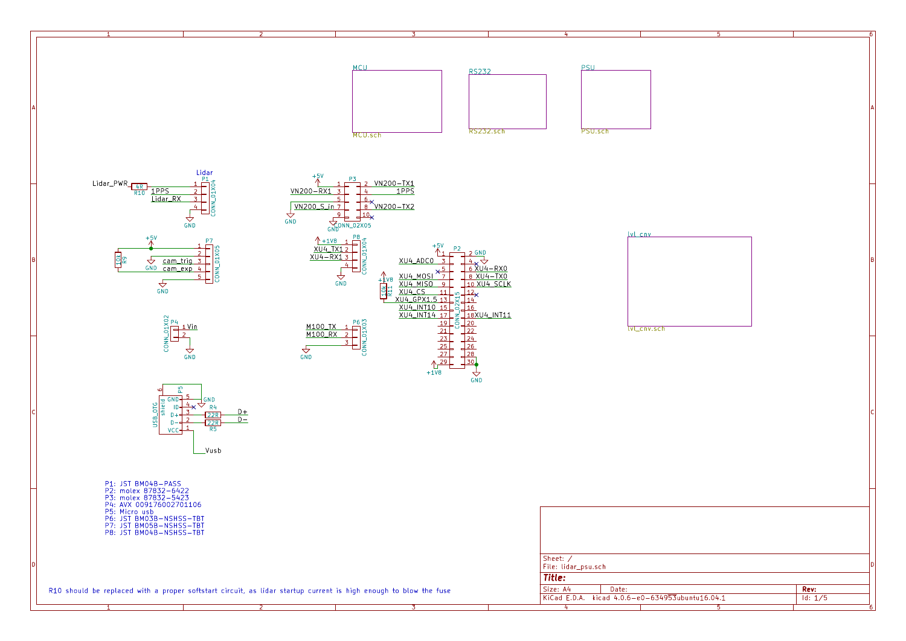MCU

MCU.sch

RS232

RS232.sch

PSU

PSU.sch

lvl_cnv

lvl_cnv.sch

Lidar

P1: JST BM04B-PASS
P2: molex 87832-6422
P3: molex 87832-5423
P4: AVX 009176002701106
P5: Micro usb
P6: JST BM03B-NSHSS-TBT
P7: JST BM05B-NSHSS-TBT
P8: JST BM04B-NSHSS-TBT

R10 should be replaced with a proper softstart circuit, as lidar startup current is high enough to blow the fuse

Sheet: /
File: lidar_psu.sch

**Title:**

Size: A4 Date: Rev:
KiCad E.D.A. kicad 4.0.6-e0-634953ubuntu16.04.1 Id: 1/5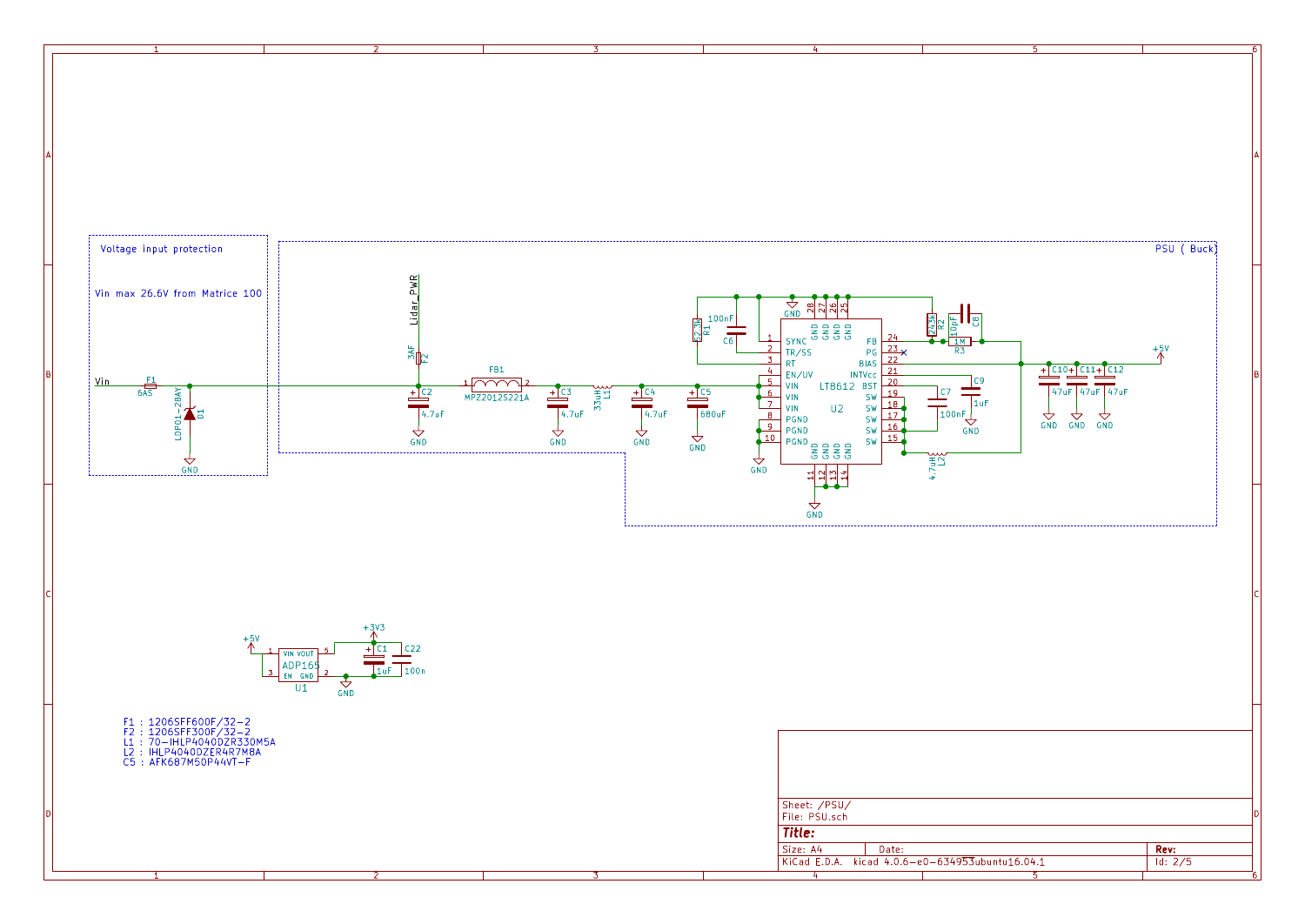Voltage input protection

Vin max 26.6V from Matrice 100

PSU ( Buck)

F1 : 1206SFF600F/32-2
F2 : 1206SFF300F/32-2
L1 : 70-IHLP4040DZR330M5A
L2 : IHLP4040DZER4R7M8A
C5 : AFK687M50P44VT-F

Sheet: /PSU/
File: PSU.sch

**Title:**

| Size: A4 | Date: | Rev: |
|---|---|---|
| KiCad E.D.A. kicad 4.0.6-e0-6349­53ubuntu16.04.1 | | Id: 2/5 |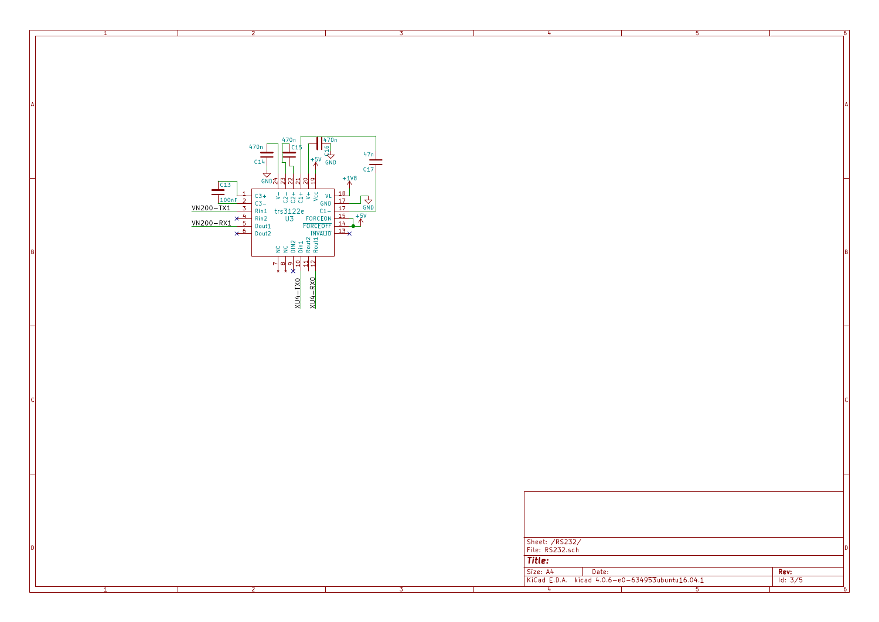| Sheet: /RS232/ | | |
|---|---|---|
| File: RS232.sch | | |
| **Title:** | | |
| Size: A4 | Date: | **Rev:** |
| KiCad E.D.A. kicad 4.0.6-e0-634953ubuntu16.04.1 | | Id: 3/5 |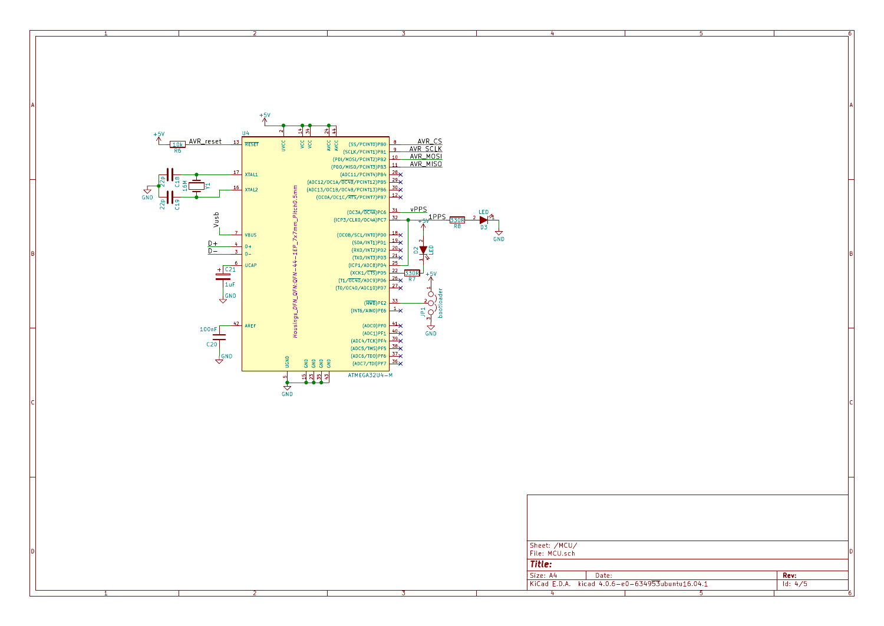U4

ATMEGA32U4-M

Housings_DFN_QFN:QFN-44-1EP_7x7mm_Pitch0.5mm

+5V

AVR_reset

10k

R6

AVR_CS

AVR_SCLK

AVR_MOSI

AVR_MISO

C18 22p

C19 22p

Y1 16M

GND

Vusb

D+

D−

C21

1uF

GND

100nF

C20

GND

GND

vPPS

1PPS

330R

R8

LED

D3

GND

+5V

D2

LED

330R

R7

+5V

JP1

bootloader

GND

| Pin | Name |
|---|---|
| 13 | RESET |
| 17 | XTAL1 |
| 16 | XTAL2 |
| 7 | VBUS |
| 4 | D+ |
| 3 | D− |
| 6 | UCAP |
| 42 | AREF |
| 2 | UVCC |
| 14 | VCC |
| 34 | VCC |
| 24 | AVCC |
| 44 | AVCC |
| 5 | UGND |
| 15 | GND |
| 23 | GND |
| 35 | GND |
| 43 | GND |
| 8 | (SS/PCINT0)PB0 |
| 9 | (SCLK/PCINT1)PB1 |
| 10 | (PDI/MOSI/PCINT2)PB2 |
| 11 | (PDO/MISO/PCINT3)PB3 |
| 28 | (ADC11/PCINT4)PB4 |
| 29 | (ADC12/OC1A/OC4B/PCINT12)PB5 |
| 30 | (ADC13/OC1B/OC4B/PCINT13)PB6 |
| 12 | (OC0A/OC1C/RTS/PCINT7)PB7 |
| 31 | (OC3A/OC4A)PC6 |
| 32 | (ICP3/CLK0/OC4A)PC7 |
| 18 | (OC0B/SCL/INT0)PD0 |
| 19 | (SDA/INT1)PD1 |
| 20 | (RXD/INT2)PD2 |
| 21 | (TXD/INT3)PD3 |
| 25 | (ICP1/ADC8)PD4 |
| 22 | (XCK1/CTS)PD5 |
| 26 | (T1/OC4D/ADC9)PD6 |
| 27 | (T0/OC4D/ADC10)PD7 |
| 33 | (HWB)PE2 |
| 1 | (INT6/AIN0)PE6 |
| 41 | (ADC0)PF0 |
| 40 | (ADC1)PF1 |
| 39 | (ADC4/TCK)PF4 |
| 38 | (ADC5/TMS)PF5 |
| 37 | (ADC6/TDO)PF6 |
| 36 | (ADC7/TDI)PF7 |

Sheet: /MCU/

File: MCU.sch

**Title:**

Size: A4 Date: **Rev:**

KiCad E.D.A. kicad 4.0.6-e0-634953ubuntu16.04.1 Id: 4/5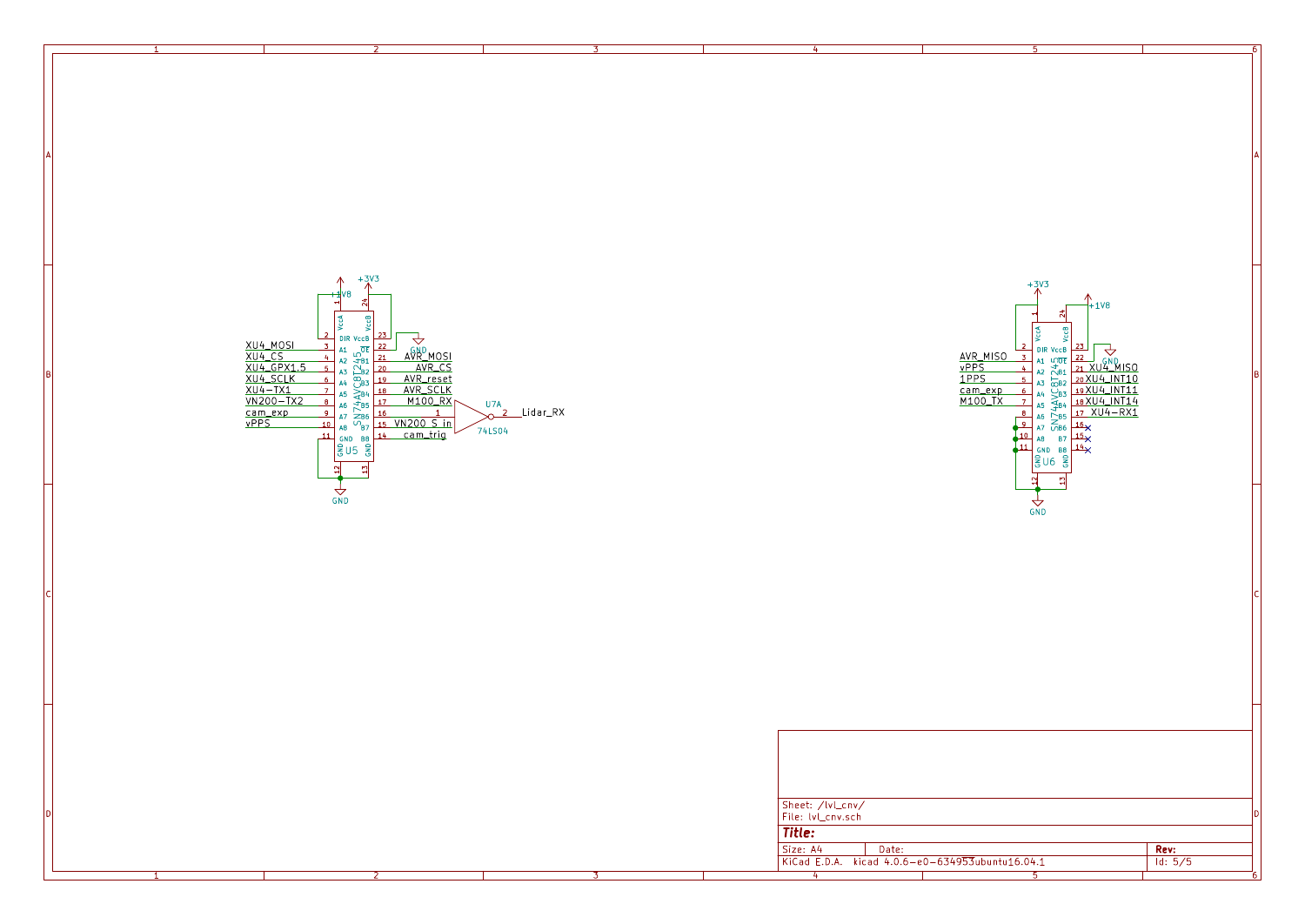+1V8

+3V3

| U5 Pin | Net | | U5 Pin | Net |
|---|---|---|---|---|
| 1 VccA | +1V8 | | 24 VccB | +3V3 |
| 2 DIR | | | 23 VccB | |
| 3 A1 | XU4_MOSI | | 22 OE | GND |
| 4 A2 | XU4_CS | | 21 B1 | AVR_MOSI |
| 5 A3 | XU4_GPX1.5 | | 20 B2 | AVR_CS |
| 6 A4 | XU4_SCLK | | 19 B3 | AVR_reset |
| 7 A5 | XU4-TX1 | | 18 B4 | AVR_SCLK |
| 8 A6 | VN200-TX2 | | 17 B5 | M100_RX |
| 9 A7 | cam_exp | | 16 B6 | |
| 10 A8 | vPPS | | 15 B7 | VN200_S_in |
| 11 GND | | | 14 B8 | cam_trig |
| 12 GND | GND | | 13 GND | |

SN74AVC8T245

U7A 74LS04: 1 → 2 Lidar_RX

GND

+3V3

+1V8

| U6 Pin | Net | | U6 Pin | Net |
|---|---|---|---|---|
| 1 VccA | +3V3 | | 24 VccB | +1V8 |
| 2 DIR | | | 23 VccB | |
| 3 A1 | AVR_MISO | | 22 OE | GND |
| 4 A2 | vPPS | | 21 B1 | XU4_MISO |
| 5 A3 | 1PPS | | 20 B2 | XU4_INT10 |
| 6 A4 | cam_exp | | 19 B3 | XU4_INT11 |
| 7 A5 | M100_TX | | 18 B4 | XU4_INT14 |
| 8 A6 | | | 17 B5 | XU4-RX1 |
| 9 A7 | | | 16 B6 | |
| 10 A8 | | | 15 B7 | |
| 11 GND | | | 14 B8 | |
| 12 GND | GND | | 13 GND | |

SN74AVC8T245

GND

Sheet: /lvl_cnv/
File: lvl_cnv.sch

**Title:**

Size: A4 Date: **Rev:**
KiCad E.D.A. kicad 4.0.6-e0-634953ubuntu16.04.1 Id: 5/5